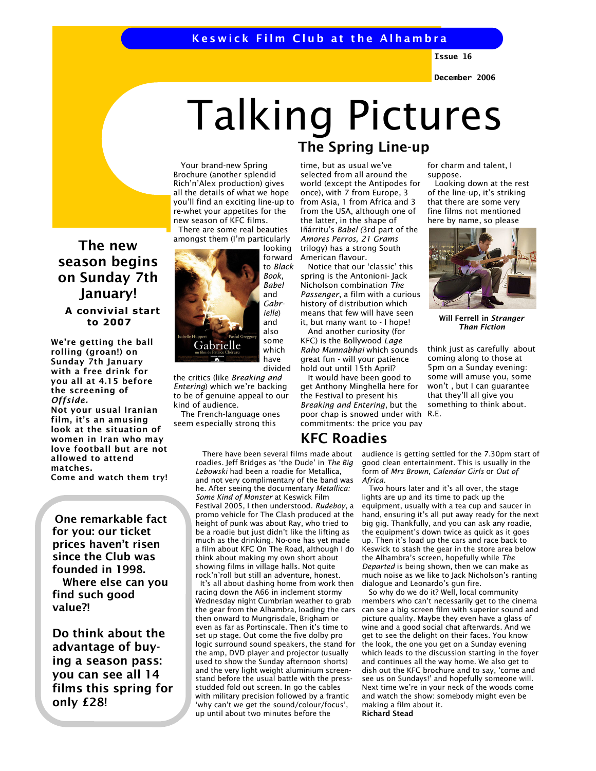Keswick Film Club at the Alhambra

Issue 16

December 2006

# Talking Pictures

## The Spring Line-up

Your brand-new Spring Brochure (another splendid Rich'n'Alex production) gives all the details of what we hope you'll find an exciting line-up to re-whet your appetites for the new season of KFC films.

There are some real beauties amongst them (I'm particularly looking forward to *Black Book, Babel* and *Gabrielle*) and also some which have divided the critics (like *Breaking and Entering*) which we're backing to be of genuine appeal to our kind of audience.

The French-language ones seem especially strong this time, but as usual we've selected from all around the world (except the Antipodes for once), with 7 from Europe, 3 from Asia, 1 from Africa and 3 from the USA, although one of the latter, in the shape of Iñárritu's *Babel (*3rd part of the *Amores Perros, 21 Grams* trilogy) has a strong South American flavour.

Notice that our 'classic' this spring is the Antonioni- Jack Nicholson combination *The Passenger*, a film with a curious history of distribution which means that few will have seen it, but many want to - I hope!

And another curiosity (for KFC) is the Bollywood *Lage Raho Munnabhai* which sounds great fun - will your patience hold out until 15th April?

It would have been good to get Anthony Minghella here for the Festival to present his *Breaking and Entering*, but the poor chap is snowed under with commitments: the price you pay for charm and talent, I suppose.

Looking down at the rest of the line-up, it's striking that there are some very fine films not mentioned here by name, so please think just as carefully about coming along to those at 5pm on a Sunday evening: some will amuse you, some won't , but I can guarantee that they'll all give you something to think about.

R.E.

**Will Ferrell in *Stranger Than Fiction***

## The new season begins on Sunday 7th January!

### A convivial start to 2007

**We're getting the ball rolling (groan!) on Sunday 7th January with a free drink for you all at 4.15 before the screening of *Offside.***

**Not your usual Iranian film, it's an amusing look at the situation of women in Iran who may love football but are not allowed to attend matches.**

**Come and watch them try!**

**One remarkable fact for you: our ticket prices haven't risen since the Club was founded in 1998.**

**Where else can you find such good value?!**

**Do think about the advantage of buying a season pass: you can see all 14 films this spring for only £28!**

## KFC Roadies

There have been several films made about roadies. Jeff Bridges as 'the Dude' in *The Big Lebowski* had been a roadie for Metallica, and not very complimentary of the band was he. After seeing the documentary *Metallica: Some Kind of Monster* at Keswick Film Festival 2005, I then understood. *Rudeboy*, a promo vehicle for The Clash produced at the height of punk was about Ray, who tried to be a roadie but just didn't like the lifting as much as the drinking. No-one has yet made a film about KFC On The Road, although I do think about making my own short about showing films in village halls. Not quite rock'n'roll but still an adventure, honest.

It's all about dashing home from work then racing down the A66 in inclement stormy Wednesday night Cumbrian weather to grab the gear from the Alhambra, loading the cars then onward to Mungrisdale, Brigham or even as far as Portinscale. Then it's time to set up stage. Out come the five dolby pro logic surround sound speakers, the stand for the amp, DVD player and projector (usually used to show the Sunday afternoon shorts) and the very light weight aluminium screen-stand before the usual battle with the press-studded fold out screen. In go the cables with military precision followed by a frantic 'why can't we get the sound/colour/focus', up until about two minutes before the audience is getting settled for the 7.30pm start of good clean entertainment. This is usually in the form of *Mrs Brown, Calendar Girls* or *Out of Africa*.

Two hours later and it's all over, the stage lights are up and its time to pack up the equipment, usually with a tea cup and saucer in hand, ensuring it's all put away ready for the next big gig. Thankfully, and you can ask any roadie, the equipment's down twice as quick as it goes up. Then it's load up the cars and race back to Keswick to stash the gear in the store area below the Alhambra's screen, hopefully while *The Departed* is being shown, then we can make as much noise as we like to Jack Nicholson's ranting dialogue and Leonardo's gun fire.

So why do we do it? Well, local community members who can't necessarily get to the cinema can see a big screen film with superior sound and picture quality. Maybe they even have a glass of wine and a good social chat afterwards. And we get to see the delight on their faces. You know the look, the one you get on a Sunday evening which leads to the discussion starting in the foyer and continues all the way home. We also get to dish out the KFC brochure and to say, 'come and see us on Sundays!' and hopefully someone will. Next time we're in your neck of the woods come and watch the show: somebody might even be making a film about it.

**Richard Stead**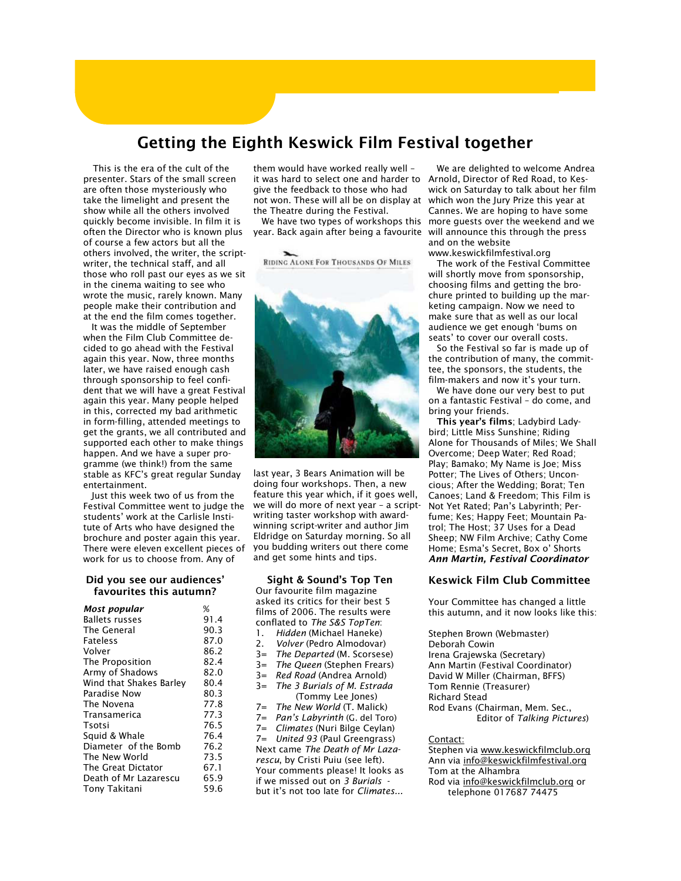# Getting the Eighth Keswick Film Festival together

This is the era of the cult of the presenter. Stars of the small screen are often those mysteriously who take the limelight and present the show while all the others involved quickly become invisible. In film it is often the Director who is known plus of course a few actors but all the others involved, the script-writer, the technical staff, and all those who roll past our eyes as we sit in the cinema waiting to see who wrote the music, rarely known. Many people make their contribution and at the end the film comes together.

It was the middle of September when the Film Club Committee decided to go ahead with the Festival again this year. Now, three months later, we have raised enough cash through sponsorship to feel confident that we will have a great Festival again this year. Many people helped in this, corrected my bad arithmetic in form-filling, attended meetings to get the grants, we all contributed and supported each other to make things happen. And we have a super programme (we think!) from the same stable as KFC's great regular Sunday entertainment.

Just this week two of us from the Festival Committee went to judge the students' work at the Carlisle Institute of Arts who have designed the brochure and poster again this year. There were eleven excellent pieces of work for us to choose from. Any of them would have worked really well – it was hard to select one and harder to give the feedback to those who had not won. These will all be on display at the Theatre during the Festival.

We have two types of workshops this year. Back again after being a favourite last year, 3 Bears Animation will be doing four workshops. Then, a new feature this year which, if it goes well, we will do more of next year – a scriptwriting taster workshop with award-winning script-writer and author Jim Eldridge on Saturday morning. So all you budding writers out there come and get some hints and tips.

We are delighted to welcome Andrea Arnold, Director of Red Road, to Keswick on Saturday to talk about her film which won the Jury Prize this year at Cannes. We are hoping to have some more guests over the weekend and we will announce this through the press and on the website www.keswickfilmfestival.org

The work of the Festival Committee will shortly move from sponsorship, choosing films and getting the brochure printed to building up the marketing campaign. Now we need to make sure that as well as our local audience we get enough 'bums on seats' to cover our overall costs.

So the Festival so far is made up of the contribution of many, the committee, the sponsors, the students, the film-makers and now it's your turn.

We have done our very best to put on a fantastic Festival – do come, and bring your friends.

**This year's films**; Ladybird Ladybird; Little Miss Sunshine; Riding Alone for Thousands of Miles; We Shall Overcome; Deep Water; Red Road; Play; Bamako; My Name is Joe; Miss Potter; The Lives of Others; Unconcious; After the Wedding; Borat; Ten Canoes; Land & Freedom; This Film is Not Yet Rated; Pan's Labyrinth; Perfume; Kes; Happy Feet; Mountain Patrol; The Host; 37 Uses for a Dead Sheep; NW Film Archive; Cathy Come Home; Esma's Secret, Box o' Shorts

***Ann Martin, Festival Coordinator***

### Did you see our audiences' favourites this autumn?

| ***Most popular*** | % |
|---|---|
| Ballets russes | 91.4 |
| The General | 90.3 |
| Fateless | 87.0 |
| Volver | 86.2 |
| The Proposition | 82.4 |
| Army of Shadows | 82.0 |
| Wind that Shakes Barley | 80.4 |
| Paradise Now | 80.3 |
| The Novena | 77.8 |
| Transamerica | 77.3 |
| Tsotsi | 76.5 |
| Squid & Whale | 76.4 |
| Diameter of the Bomb | 76.2 |
| The New World | 73.5 |
| The Great Dictator | 67.1 |
| Death of Mr Lazarescu | 65.9 |
| Tony Takitani | 59.6 |

### Sight & Sound's Top Ten

Our favourite film magazine asked its critics for their best 5 films of 2006. The results were conflated to *The S&S TopTen*:

1. *Hidden* (Michael Haneke)
2. *Volver* (Pedro Almodovar)

3= *The Departed* (M. Scorsese)
3= *The Queen* (Stephen Frears)
3= *Red Road* (Andrea Arnold)
3= *The 3 Burials of M. Estrada* (Tommy Lee Jones)
7= *The New World* (T. Malick)
7= *Pan's Labyrinth* (G. del Toro)
7= *Climates* (Nuri Bilge Ceylan)
7= *United 93* (Paul Greengrass)

Next came *The Death of Mr Lazarescu*, by Cristi Puiu (see left). Your comments please! It looks as if we missed out on *3 Burials* - but it's not too late for *Climates*...

### Keswick Film Club Committee

Your Committee has changed a little this autumn, and it now looks like this:

Stephen Brown (Webmaster)
Deborah Cowin
Irena Grajewska (Secretary)
Ann Martin (Festival Coordinator)
David W Miller (Chairman, BFFS)
Tom Rennie (Treasurer)
Richard Stead
Rod Evans (Chairman, Mem. Sec., Editor of *Talking Pictures*)

Contact:
Stephen via www.keswickfilmclub.org
Ann via info@keswickfilmfestival.org
Tom at the Alhambra
Rod via info@keswickfilmclub.org or telephone 017687 74475